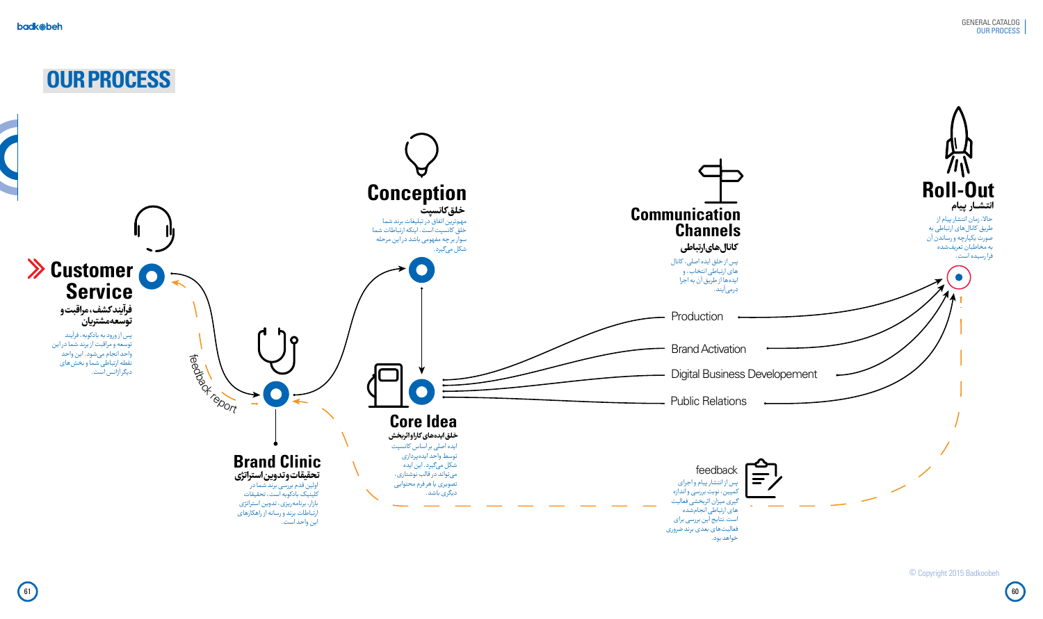# OUR PROCESS

## Customer Service

**فرآیند کشف، مراقبت و توسعه مشتریان**

پس از ورود به بادکوبه، فرایند توسعه و مراقبت از برند شما در این واحد انجام می‌شود. این واحد نقطه ارتباطی شما و بخش‌های دیگر آژانس است.

feedback report

## Brand Clinic

**تحقیقات و تدوین استراتژی**

اولین قدم بررسی برند شما در کلینیک بادکوبه است. تحقیقات بازار، برنامه‌ریزی، تدوین استراتژی ارتباطات برند و رسانه از راهکارهای این واحد است.

## Conception

**خلق کانسپت**

مهم‌ترین اتفاق در تبلیغات برند شما خلق کانسپت است. اینکه ارتباطات شما سوار بر چه مفهومی باشد در این مرحله شکل می‌گیرد.

## Core Idea

**خلق ایده‌های کارا و اثربخش**

ایده اصلی بر اساس کانسپت توسط واحد ایده‌پردازی شکل می‌گیرد. این ایده می‌تواند در قالب نوشتاری، تصویری یا هر فرم محتوایی دیگری باشد.

## Communication Channels

**کانال‌های ارتباطی**

پس از خلق ایده اصلی، کانال‌های ارتباطی انتخاب، و ایده‌ها از طریق آن به اجرا درمی‌آیند.

- Production
- Brand Activation
- Digital Business Developement
- Public Relations

## Roll-Out

**انتشار پیام**

حالا، زمان انتشار پیام از طریق کانال‌های ارتباطی به صورت یکپارچه و رساندن آن به مخاطبان تعریف‌شده فرا رسیده است.

## feedback

پس از انتشار پیام و اجرای کمپین، نوبت بررسی و اندازه‌گیری میزان اثربخشی فعالیت‌های ارتباطی انجام‌شده است. نتایج این بررسی برای فعالیت‌های بعدی برند ضروری خواهد بود.

© Copyright 2015 Badkoobeh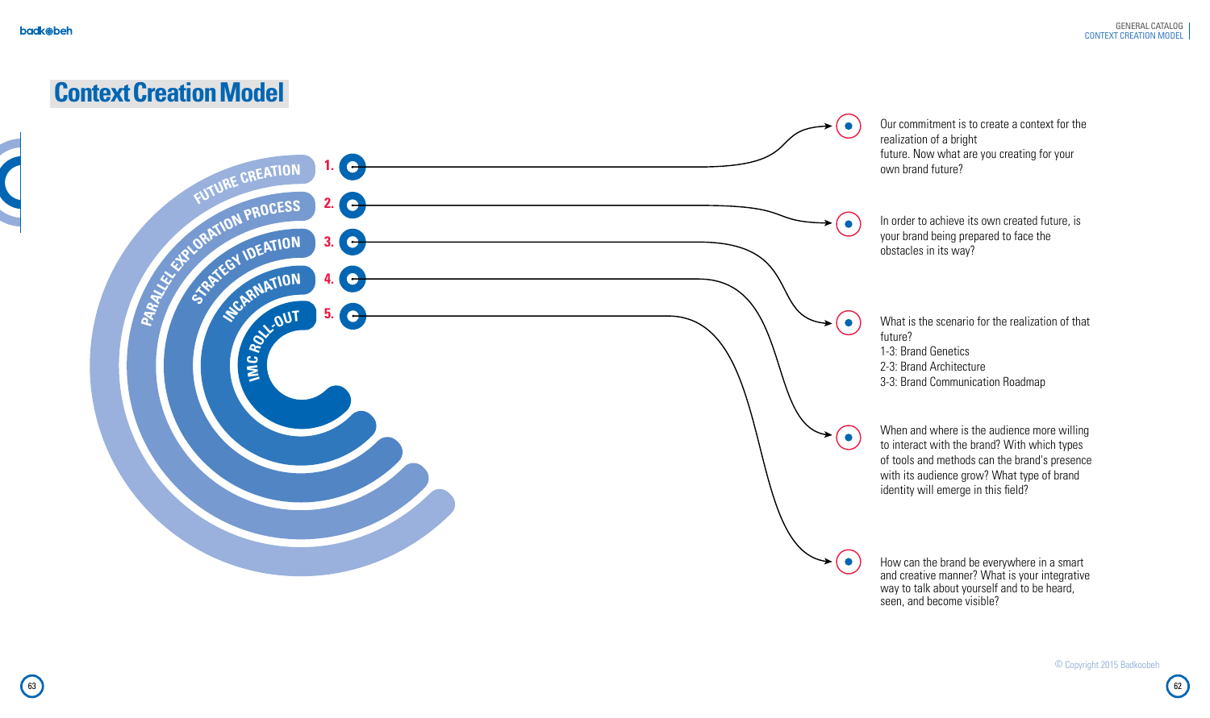# Context Creation Model

1. FUTURE CREATION
2. PARALLEL EXPLORATION PROCESS
3. STRATEGY IDEATION
4. INCARNATION
5. IMC ROLL-OUT

Our commitment is to create a context for the realization of a bright future. Now what are you creating for your own brand future?

In order to achieve its own created future, is your brand being prepared to face the obstacles in its way?

What is the scenario for the realization of that future?
1-3: Brand Genetics
2-3: Brand Architecture
3-3: Brand Communication Roadmap

When and where is the audience more willing to interact with the brand? With which types of tools and methods can the brand's presence with its audience grow? What type of brand identity will emerge in this field?

How can the brand be everywhere in a smart and creative manner? What is your integrative way to talk about yourself and to be heard, seen, and become visible?

© Copyright 2015 Badkoobeh